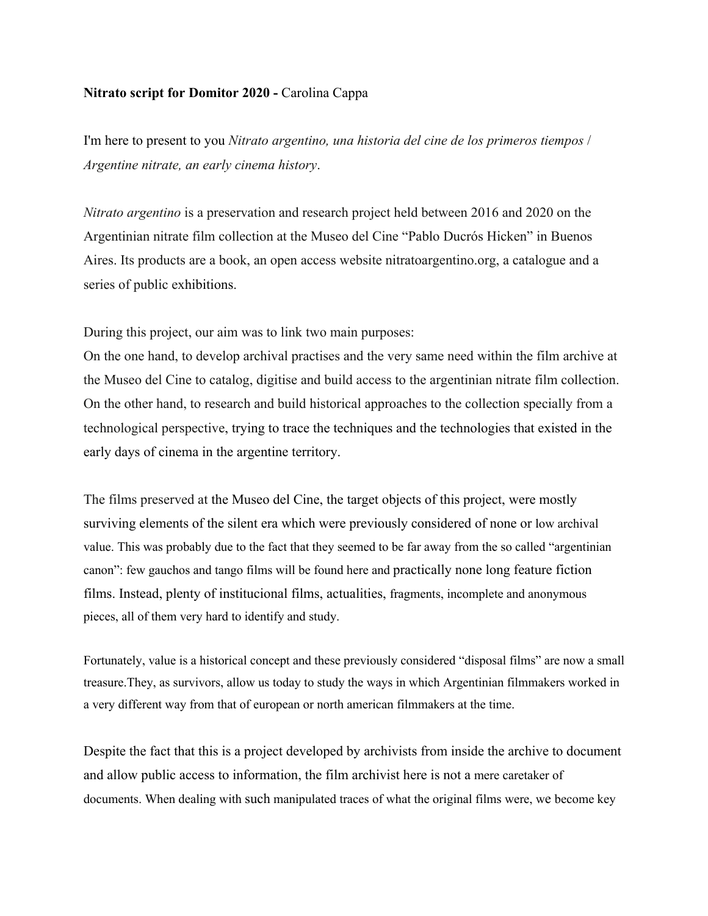**Nitrato script for Domitor 2020 -** Carolina Cappa

I'm here to present to you *Nitrato argentino, una historia del cine de los primeros tiempos* / *Argentine nitrate, an early cinema history*.

*Nitrato argentino* is a preservation and research project held between 2016 and 2020 on the Argentinian nitrate film collection at the Museo del Cine "Pablo Ducrós Hicken" in Buenos Aires. Its products are a book, an open access website nitratoargentino.org, a catalogue and a series of public exhibitions.

During this project, our aim was to link two main purposes:
On the one hand, to develop archival practises and the very same need within the film archive at the Museo del Cine to catalog, digitise and build access to the argentinian nitrate film collection. On the other hand, to research and build historical approaches to the collection specially from a technological perspective, trying to trace the techniques and the technologies that existed in the early days of cinema in the argentine territory.

The films preserved at the Museo del Cine, the target objects of this project, were mostly surviving elements of the silent era which were previously considered of none or low archival value. This was probably due to the fact that they seemed to be far away from the so called "argentinian canon": few gauchos and tango films will be found here and practically none long feature fiction films. Instead, plenty of institucional films, actualities, fragments, incomplete and anonymous pieces, all of them very hard to identify and study.

Fortunately, value is a historical concept and these previously considered "disposal films" are now a small treasure.They, as survivors, allow us today to study the ways in which Argentinian filmmakers worked in a very different way from that of european or north american filmmakers at the time.

Despite the fact that this is a project developed by archivists from inside the archive to document and allow public access to information, the film archivist here is not a mere caretaker of documents. When dealing with such manipulated traces of what the original films were, we become key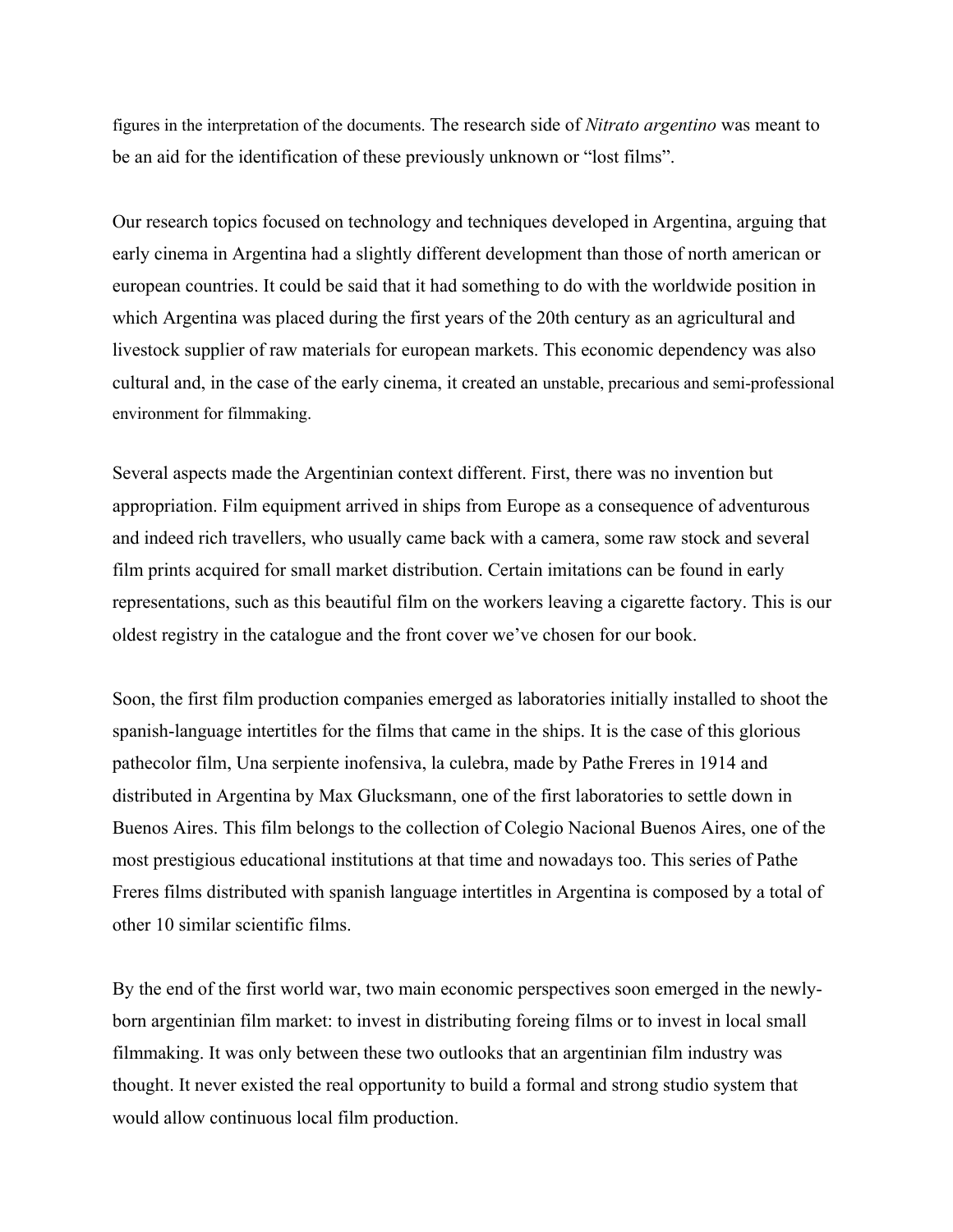figures in the interpretation of the documents. The research side of *Nitrato argentino* was meant to be an aid for the identification of these previously unknown or "lost films".

Our research topics focused on technology and techniques developed in Argentina, arguing that early cinema in Argentina had a slightly different development than those of north american or european countries. It could be said that it had something to do with the worldwide position in which Argentina was placed during the first years of the 20th century as an agricultural and livestock supplier of raw materials for european markets. This economic dependency was also cultural and, in the case of the early cinema, it created an unstable, precarious and semi-professional environment for filmmaking.

Several aspects made the Argentinian context different. First, there was no invention but appropriation. Film equipment arrived in ships from Europe as a consequence of adventurous and indeed rich travellers, who usually came back with a camera, some raw stock and several film prints acquired for small market distribution. Certain imitations can be found in early representations, such as this beautiful film on the workers leaving a cigarette factory. This is our oldest registry in the catalogue and the front cover we've chosen for our book.

Soon, the first film production companies emerged as laboratories initially installed to shoot the spanish-language intertitles for the films that came in the ships. It is the case of this glorious pathecolor film, Una serpiente inofensiva, la culebra, made by Pathe Freres in 1914 and distributed in Argentina by Max Glucksmann, one of the first laboratories to settle down in Buenos Aires. This film belongs to the collection of Colegio Nacional Buenos Aires, one of the most prestigious educational institutions at that time and nowadays too. This series of Pathe Freres films distributed with spanish language intertitles in Argentina is composed by a total of other 10 similar scientific films.

By the end of the first world war, two main economic perspectives soon emerged in the newly-born argentinian film market: to invest in distributing foreing films or to invest in local small filmmaking. It was only between these two outlooks that an argentinian film industry was thought. It never existed the real opportunity to build a formal and strong studio system that would allow continuous local film production.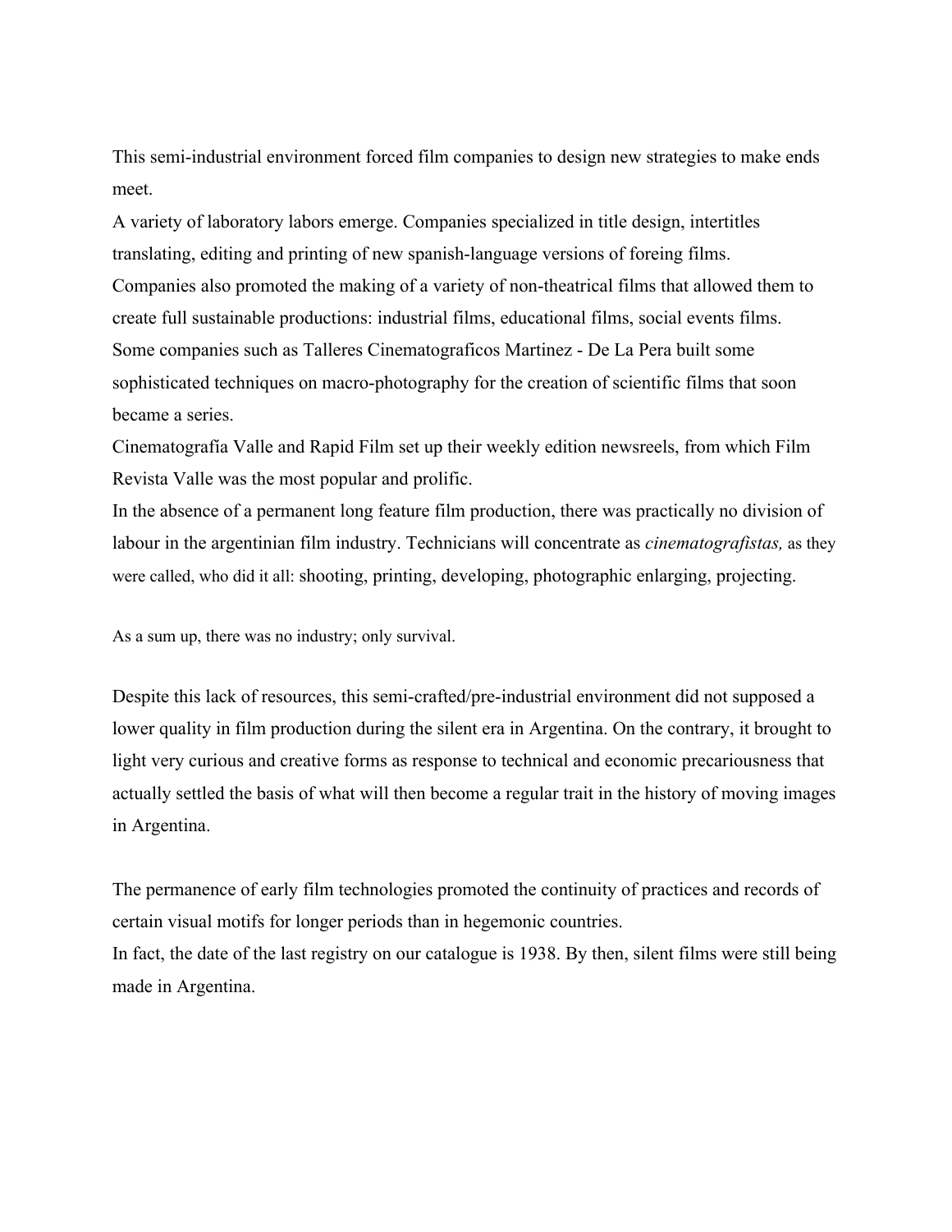This semi-industrial environment forced film companies to design new strategies to make ends meet.

A variety of laboratory labors emerge. Companies specialized in title design, intertitles translating, editing and printing of new spanish-language versions of foreing films.

Companies also promoted the making of a variety of non-theatrical films that allowed them to create full sustainable productions: industrial films, educational films, social events films.

Some companies such as Talleres Cinematograficos Martinez - De La Pera built some sophisticated techniques on macro-photography for the creation of scientific films that soon became a series.

Cinematografía Valle and Rapid Film set up their weekly edition newsreels, from which Film Revista Valle was the most popular and prolific.

In the absence of a permanent long feature film production, there was practically no division of labour in the argentinian film industry. Technicians will concentrate as *cinematografistas,* as they were called, who did it all: shooting, printing, developing, photographic enlarging, projecting.

As a sum up, there was no industry; only survival.

Despite this lack of resources, this semi-crafted/pre-industrial environment did not supposed a lower quality in film production during the silent era in Argentina. On the contrary, it brought to light very curious and creative forms as response to technical and economic precariousness that actually settled the basis of what will then become a regular trait in the history of moving images in Argentina.

The permanence of early film technologies promoted the continuity of practices and records of certain visual motifs for longer periods than in hegemonic countries.

In fact, the date of the last registry on our catalogue is 1938. By then, silent films were still being made in Argentina.